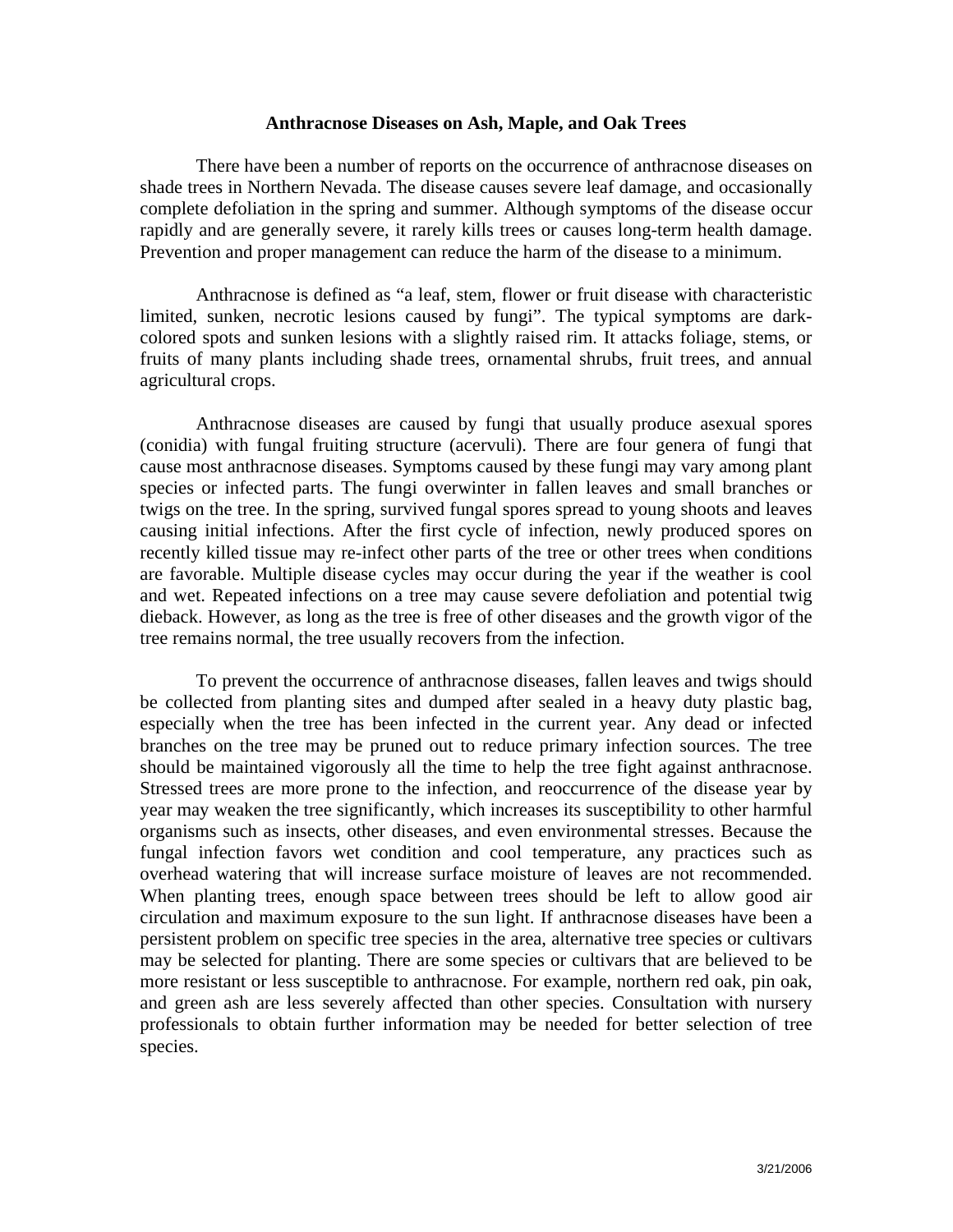# Anthracnose Diseases on Ash, Maple, and Oak Trees

There have been a number of reports on the occurrence of anthracnose diseases on shade trees in Northern Nevada. The disease causes severe leaf damage, and occasionally complete defoliation in the spring and summer. Although symptoms of the disease occur rapidly and are generally severe, it rarely kills trees or causes long-term health damage. Prevention and proper management can reduce the harm of the disease to a minimum.

Anthracnose is defined as "a leaf, stem, flower or fruit disease with characteristic limited, sunken, necrotic lesions caused by fungi". The typical symptoms are dark-colored spots and sunken lesions with a slightly raised rim. It attacks foliage, stems, or fruits of many plants including shade trees, ornamental shrubs, fruit trees, and annual agricultural crops.

Anthracnose diseases are caused by fungi that usually produce asexual spores (conidia) with fungal fruiting structure (acervuli). There are four genera of fungi that cause most anthracnose diseases. Symptoms caused by these fungi may vary among plant species or infected parts. The fungi overwinter in fallen leaves and small branches or twigs on the tree. In the spring, survived fungal spores spread to young shoots and leaves causing initial infections. After the first cycle of infection, newly produced spores on recently killed tissue may re-infect other parts of the tree or other trees when conditions are favorable. Multiple disease cycles may occur during the year if the weather is cool and wet. Repeated infections on a tree may cause severe defoliation and potential twig dieback. However, as long as the tree is free of other diseases and the growth vigor of the tree remains normal, the tree usually recovers from the infection.

To prevent the occurrence of anthracnose diseases, fallen leaves and twigs should be collected from planting sites and dumped after sealed in a heavy duty plastic bag, especially when the tree has been infected in the current year. Any dead or infected branches on the tree may be pruned out to reduce primary infection sources. The tree should be maintained vigorously all the time to help the tree fight against anthracnose. Stressed trees are more prone to the infection, and reoccurrence of the disease year by year may weaken the tree significantly, which increases its susceptibility to other harmful organisms such as insects, other diseases, and even environmental stresses. Because the fungal infection favors wet condition and cool temperature, any practices such as overhead watering that will increase surface moisture of leaves are not recommended. When planting trees, enough space between trees should be left to allow good air circulation and maximum exposure to the sun light. If anthracnose diseases have been a persistent problem on specific tree species in the area, alternative tree species or cultivars may be selected for planting. There are some species or cultivars that are believed to be more resistant or less susceptible to anthracnose. For example, northern red oak, pin oak, and green ash are less severely affected than other species. Consultation with nursery professionals to obtain further information may be needed for better selection of tree species.

3/21/2006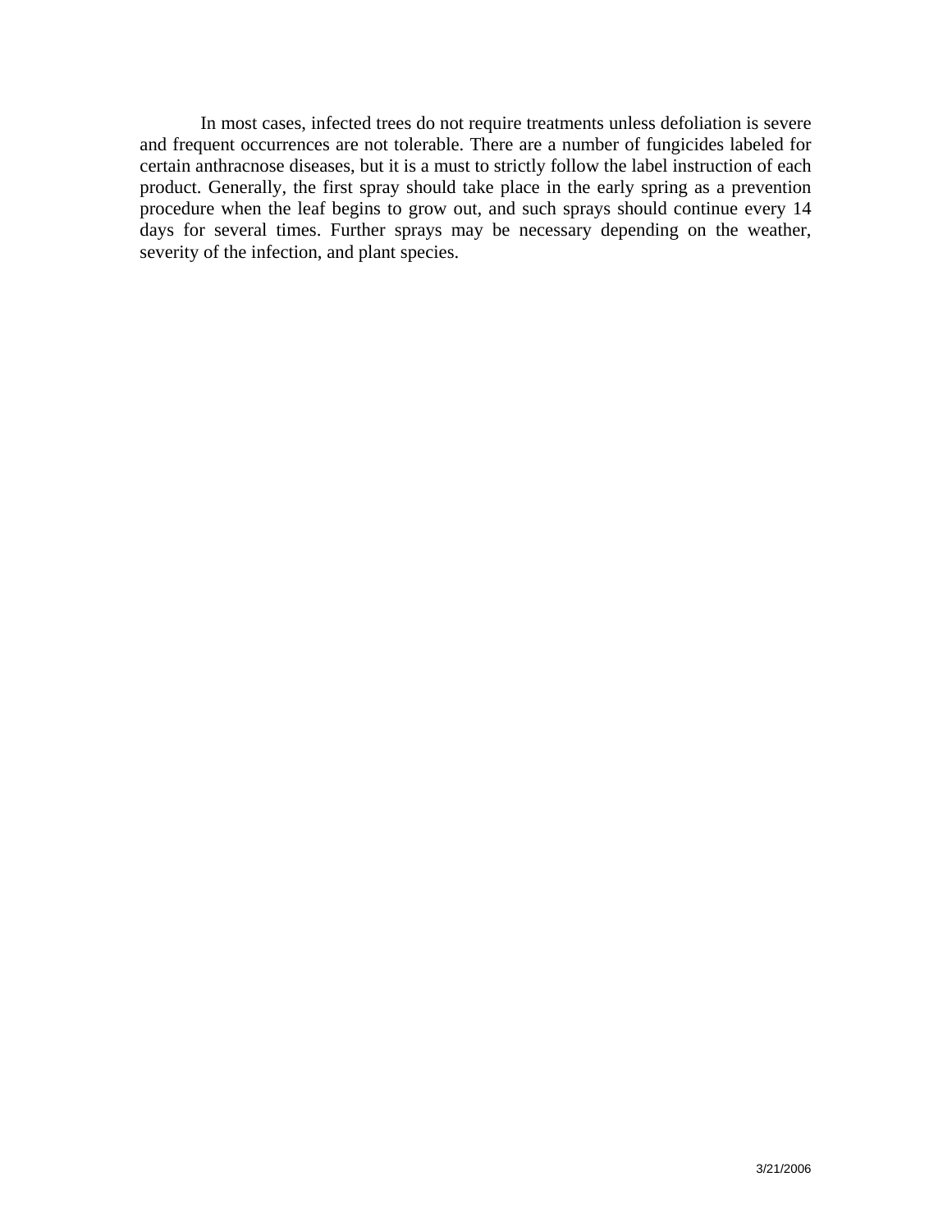In most cases, infected trees do not require treatments unless defoliation is severe and frequent occurrences are not tolerable. There are a number of fungicides labeled for certain anthracnose diseases, but it is a must to strictly follow the label instruction of each product. Generally, the first spray should take place in the early spring as a prevention procedure when the leaf begins to grow out, and such sprays should continue every 14 days for several times. Further sprays may be necessary depending on the weather, severity of the infection, and plant species.